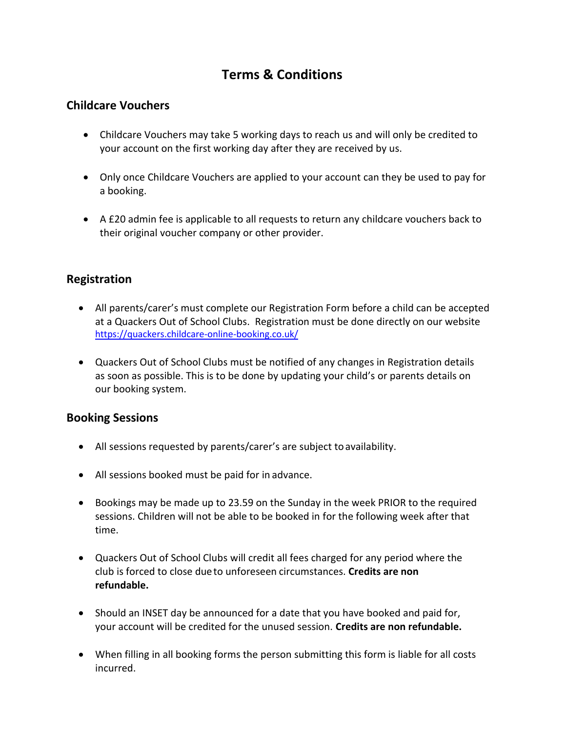# Terms & Conditions

## Childcare Vouchers

- Childcare Vouchers may take 5 working days to reach us and will only be credited to your account on the first working day after they are received by us.

- Only once Childcare Vouchers are applied to your account can they be used to pay for a booking.

- A £20 admin fee is applicable to all requests to return any childcare vouchers back to their original voucher company or other provider.

## Registration

- All parents/carer's must complete our Registration Form before a child can be accepted at a Quackers Out of School Clubs. Registration must be done directly on our website https://quackers.childcare-online-booking.co.uk/

- Quackers Out of School Clubs must be notified of any changes in Registration details as soon as possible. This is to be done by updating your child's or parents details on our booking system.

## Booking Sessions

- All sessions requested by parents/carer's are subject to availability.

- All sessions booked must be paid for in advance.

- Bookings may be made up to 23.59 on the Sunday in the week PRIOR to the required sessions. Children will not be able to be booked in for the following week after that time.

- Quackers Out of School Clubs will credit all fees charged for any period where the club is forced to close due to unforeseen circumstances. **Credits are non refundable.**

- Should an INSET day be announced for a date that you have booked and paid for, your account will be credited for the unused session. **Credits are non refundable.**

- When filling in all booking forms the person submitting this form is liable for all costs incurred.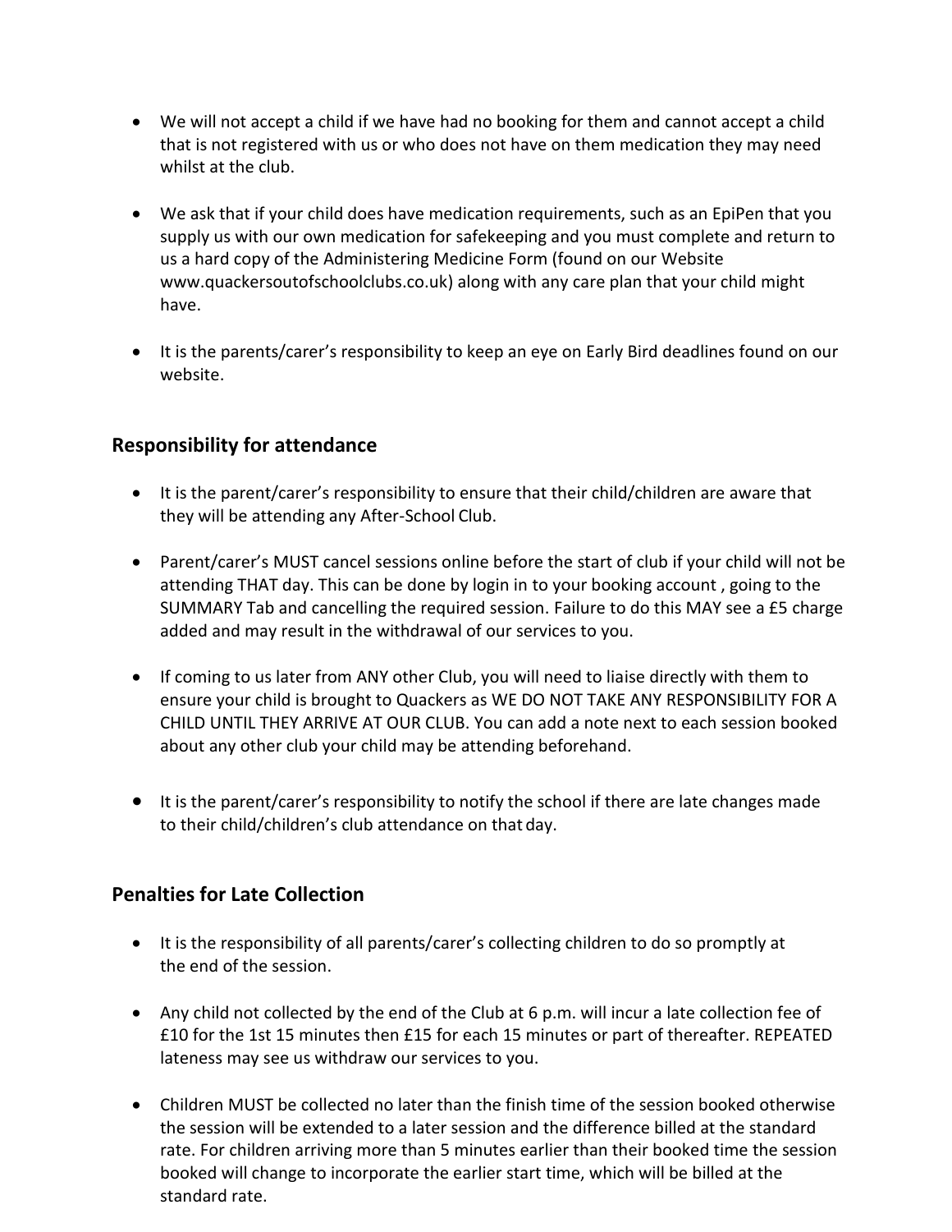- We will not accept a child if we have had no booking for them and cannot accept a child that is not registered with us or who does not have on them medication they may need whilst at the club.

- We ask that if your child does have medication requirements, such as an EpiPen that you supply us with our own medication for safekeeping and you must complete and return to us a hard copy of the Administering Medicine Form (found on our Website www.quackersoutofschoolclubs.co.uk) along with any care plan that your child might have.

- It is the parents/carer's responsibility to keep an eye on Early Bird deadlines found on our website.

## Responsibility for attendance

- It is the parent/carer's responsibility to ensure that their child/children are aware that they will be attending any After-School Club.

- Parent/carer's MUST cancel sessions online before the start of club if your child will not be attending THAT day. This can be done by login in to your booking account , going to the SUMMARY Tab and cancelling the required session. Failure to do this MAY see a £5 charge added and may result in the withdrawal of our services to you.

- If coming to us later from ANY other Club, you will need to liaise directly with them to ensure your child is brought to Quackers as WE DO NOT TAKE ANY RESPONSIBILITY FOR A CHILD UNTIL THEY ARRIVE AT OUR CLUB. You can add a note next to each session booked about any other club your child may be attending beforehand.

- It is the parent/carer's responsibility to notify the school if there are late changes made to their child/children's club attendance on that day.

## Penalties for Late Collection

- It is the responsibility of all parents/carer's collecting children to do so promptly at the end of the session.

- Any child not collected by the end of the Club at 6 p.m. will incur a late collection fee of £10 for the 1st 15 minutes then £15 for each 15 minutes or part of thereafter. REPEATED lateness may see us withdraw our services to you.

- Children MUST be collected no later than the finish time of the session booked otherwise the session will be extended to a later session and the difference billed at the standard rate. For children arriving more than 5 minutes earlier than their booked time the session booked will change to incorporate the earlier start time, which will be billed at the standard rate.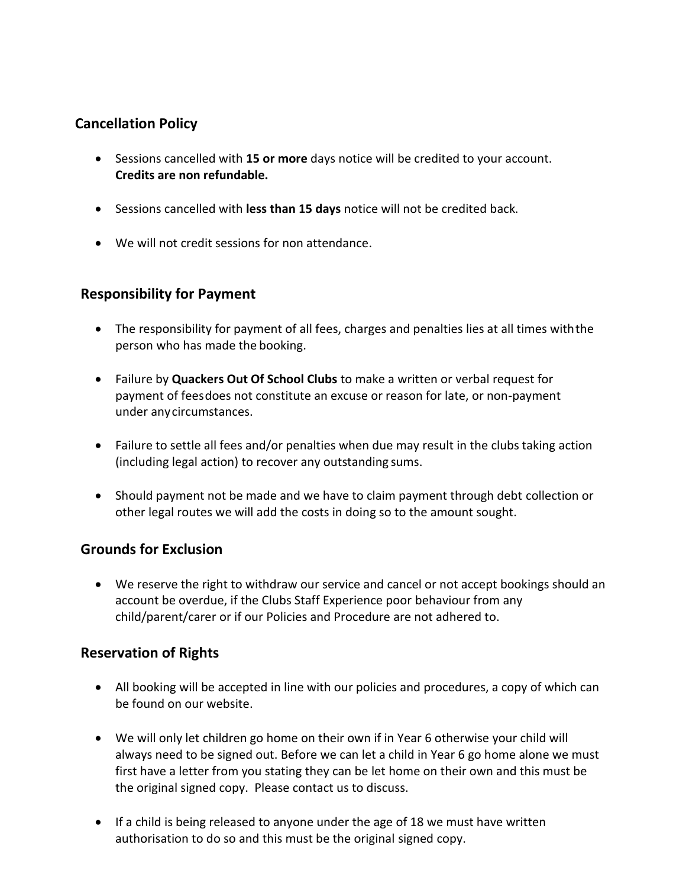## Cancellation Policy

- Sessions cancelled with **15 or more** days notice will be credited to your account. **Credits are non refundable.**

- Sessions cancelled with **less than 15 days** notice will not be credited back.

- We will not credit sessions for non attendance.

## Responsibility for Payment

- The responsibility for payment of all fees, charges and penalties lies at all times with the person who has made the booking.

- Failure by **Quackers Out Of School Clubs** to make a written or verbal request for payment of fees does not constitute an excuse or reason for late, or non-payment under any circumstances.

- Failure to settle all fees and/or penalties when due may result in the clubs taking action (including legal action) to recover any outstanding sums.

- Should payment not be made and we have to claim payment through debt collection or other legal routes we will add the costs in doing so to the amount sought.

## Grounds for Exclusion

- We reserve the right to withdraw our service and cancel or not accept bookings should an account be overdue, if the Clubs Staff Experience poor behaviour from any child/parent/carer or if our Policies and Procedure are not adhered to.

## Reservation of Rights

- All booking will be accepted in line with our policies and procedures, a copy of which can be found on our website.

- We will only let children go home on their own if in Year 6 otherwise your child will always need to be signed out. Before we can let a child in Year 6 go home alone we must first have a letter from you stating they can be let home on their own and this must be the original signed copy. Please contact us to discuss.

- If a child is being released to anyone under the age of 18 we must have written authorisation to do so and this must be the original signed copy.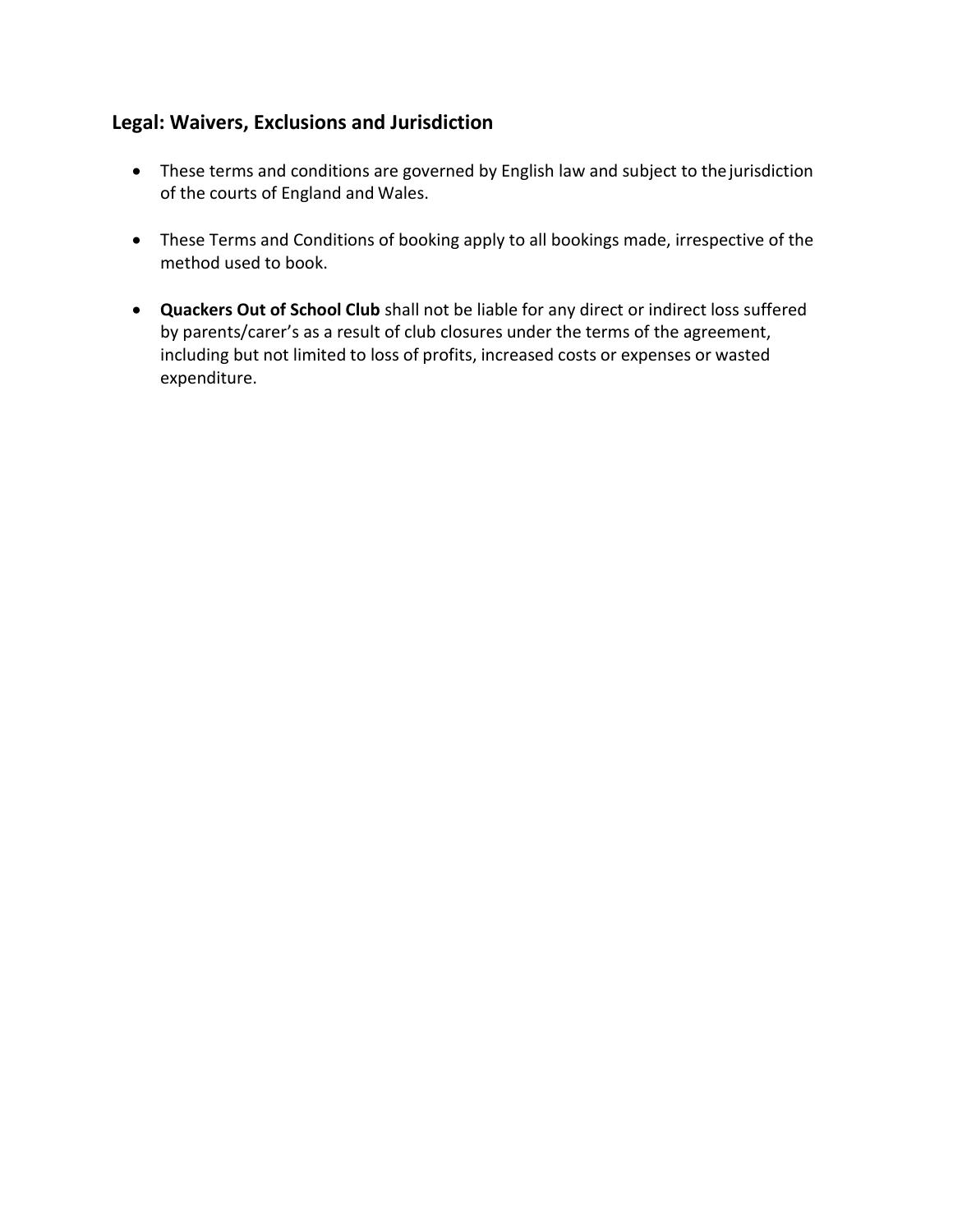## Legal: Waivers, Exclusions and Jurisdiction

- These terms and conditions are governed by English law and subject to the jurisdiction of the courts of England and Wales.
- These Terms and Conditions of booking apply to all bookings made, irrespective of the method used to book.
- **Quackers Out of School Club** shall not be liable for any direct or indirect loss suffered by parents/carer's as a result of club closures under the terms of the agreement, including but not limited to loss of profits, increased costs or expenses or wasted expenditure.